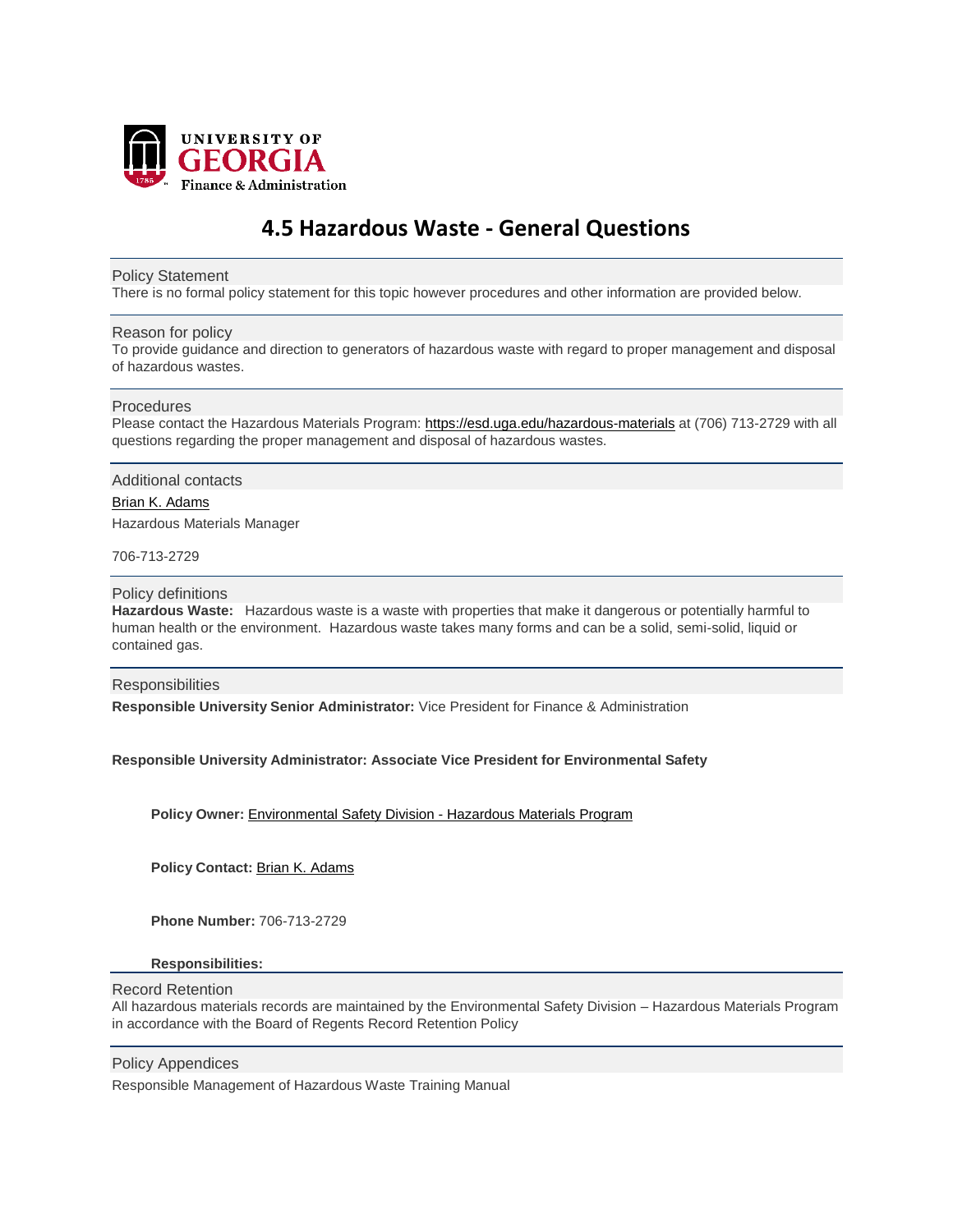UNIVERSITY OF GEORGIA
Finance & Administration

# 4.5 Hazardous Waste - General Questions

## Policy Statement

There is no formal policy statement for this topic however procedures and other information are provided below.

## Reason for policy

To provide guidance and direction to generators of hazardous waste with regard to proper management and disposal of hazardous wastes.

## Procedures

Please contact the Hazardous Materials Program: https://esd.uga.edu/hazardous-materials at (706) 713-2729 with all questions regarding the proper management and disposal of hazardous wastes.

## Additional contacts

Brian K. Adams

Hazardous Materials Manager

706-713-2729

## Policy definitions

**Hazardous Waste:** Hazardous waste is a waste with properties that make it dangerous or potentially harmful to human health or the environment. Hazardous waste takes many forms and can be a solid, semi-solid, liquid or contained gas.

## Responsibilities

**Responsible University Senior Administrator:** Vice President for Finance & Administration

**Responsible University Administrator: Associate Vice President for Environmental Safety**

**Policy Owner:** Environmental Safety Division - Hazardous Materials Program

**Policy Contact:** Brian K. Adams

**Phone Number:** 706-713-2729

**Responsibilities:**

## Record Retention

All hazardous materials records are maintained by the Environmental Safety Division – Hazardous Materials Program in accordance with the Board of Regents Record Retention Policy

## Policy Appendices

Responsible Management of Hazardous Waste Training Manual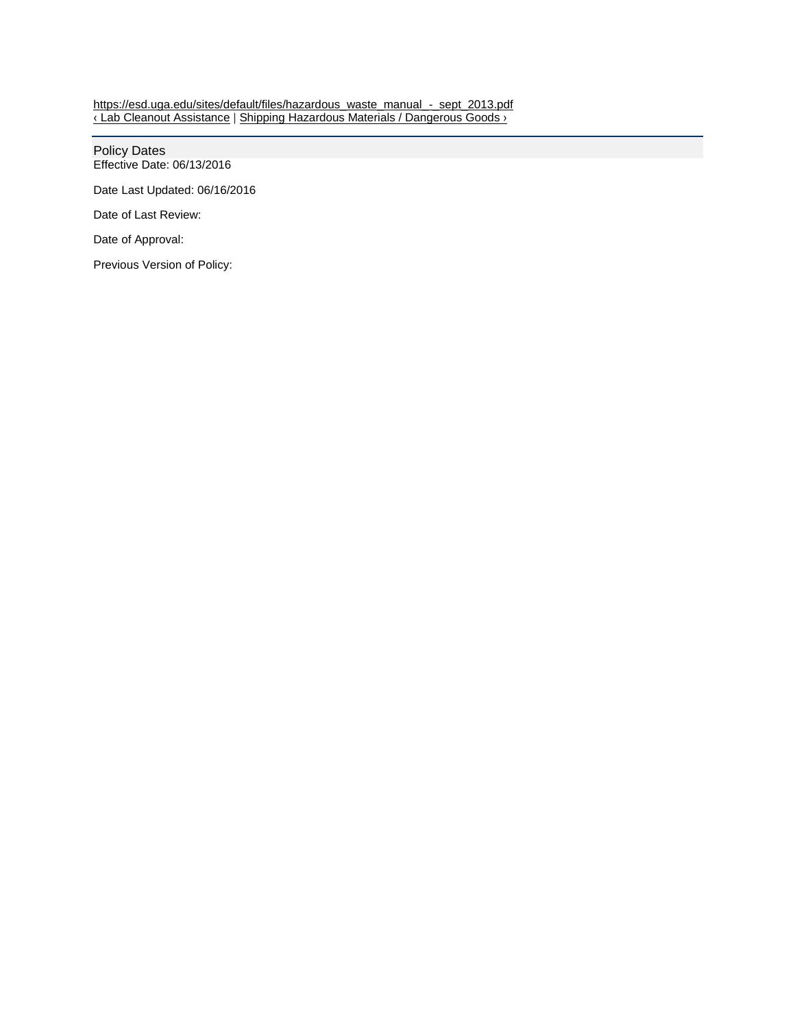https://esd.uga.edu/sites/default/files/hazardous_waste_manual_-_sept_2013.pdf
‹ Lab Cleanout Assistance | Shipping Hazardous Materials / Dangerous Goods ›

## Policy Dates

Effective Date: 06/13/2016

Date Last Updated: 06/16/2016

Date of Last Review:

Date of Approval:

Previous Version of Policy: